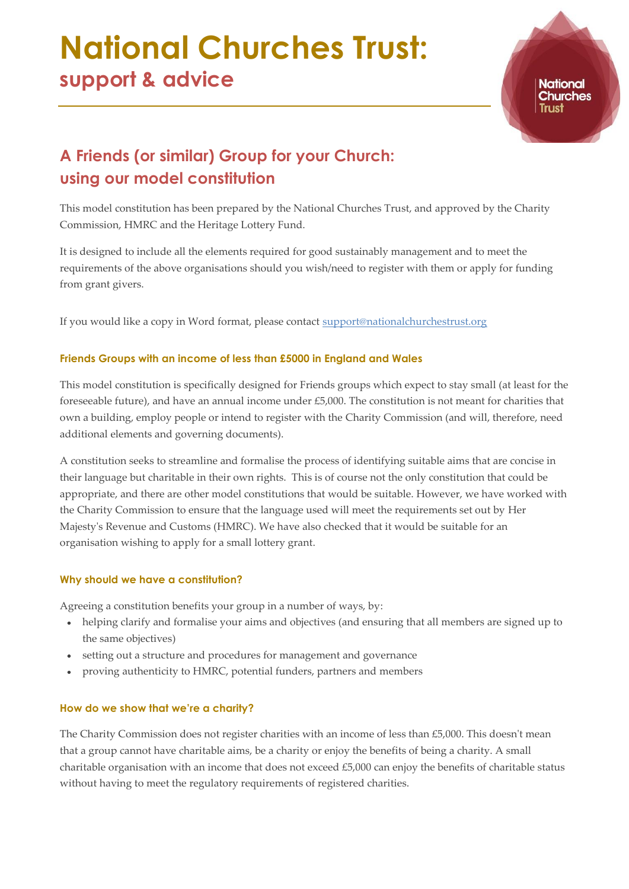# National Churches Trust:
## support & advice

## A Friends (or similar) Group for your Church: using our model constitution

This model constitution has been prepared by the National Churches Trust, and approved by the Charity Commission, HMRC and the Heritage Lottery Fund.

It is designed to include all the elements required for good sustainably management and to meet the requirements of the above organisations should you wish/need to register with them or apply for funding from grant givers.

If you would like a copy in Word format, please contact support@nationalchurchestrust.org

### Friends Groups with an income of less than £5000 in England and Wales

This model constitution is specifically designed for Friends groups which expect to stay small (at least for the foreseeable future), and have an annual income under £5,000. The constitution is not meant for charities that own a building, employ people or intend to register with the Charity Commission (and will, therefore, need additional elements and governing documents).

A constitution seeks to streamline and formalise the process of identifying suitable aims that are concise in their language but charitable in their own rights. This is of course not the only constitution that could be appropriate, and there are other model constitutions that would be suitable. However, we have worked with the Charity Commission to ensure that the language used will meet the requirements set out by Her Majesty's Revenue and Customs (HMRC). We have also checked that it would be suitable for an organisation wishing to apply for a small lottery grant.

### Why should we have a constitution?

Agreeing a constitution benefits your group in a number of ways, by:

- helping clarify and formalise your aims and objectives (and ensuring that all members are signed up to the same objectives)
- setting out a structure and procedures for management and governance
- proving authenticity to HMRC, potential funders, partners and members

### How do we show that we're a charity?

The Charity Commission does not register charities with an income of less than £5,000. This doesn't mean that a group cannot have charitable aims, be a charity or enjoy the benefits of being a charity. A small charitable organisation with an income that does not exceed £5,000 can enjoy the benefits of charitable status without having to meet the regulatory requirements of registered charities.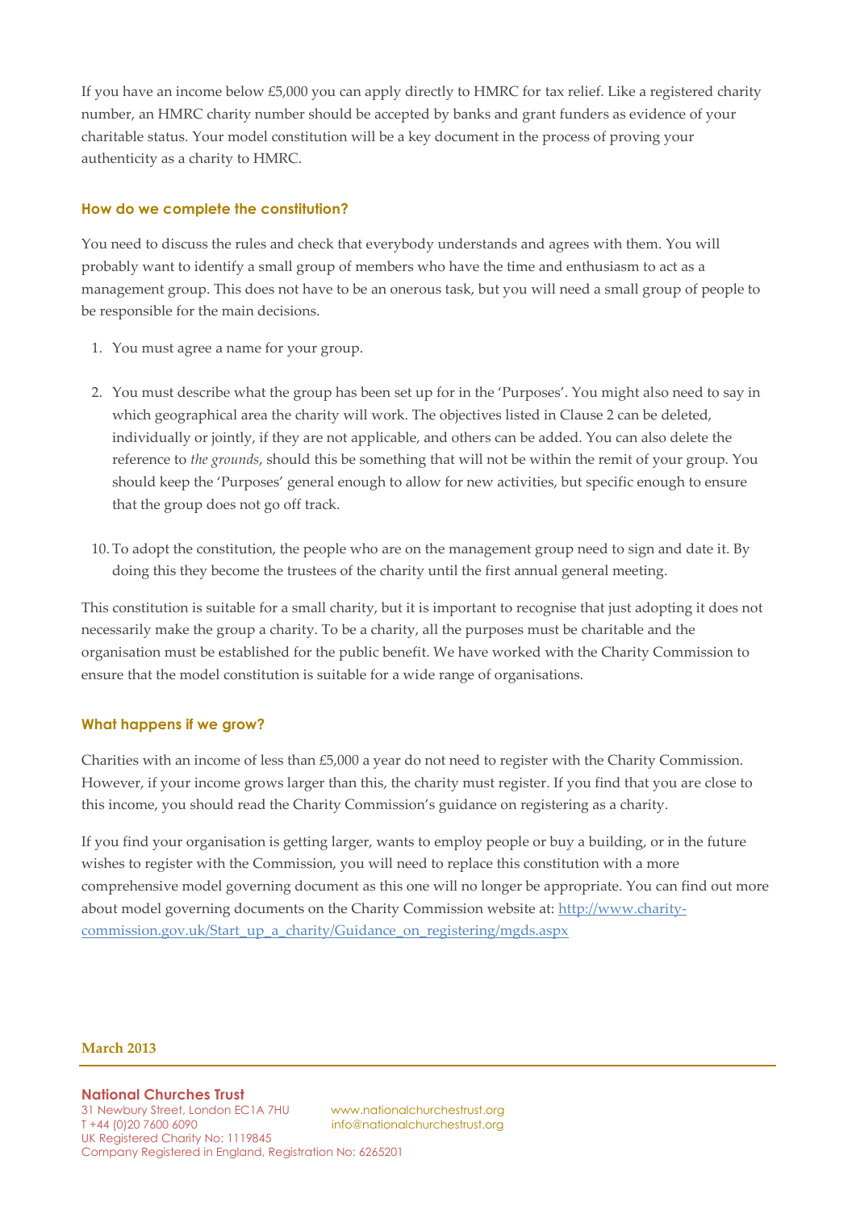If you have an income below £5,000 you can apply directly to HMRC for tax relief. Like a registered charity number, an HMRC charity number should be accepted by banks and grant funders as evidence of your charitable status. Your model constitution will be a key document in the process of proving your authenticity as a charity to HMRC.

### How do we complete the constitution?

You need to discuss the rules and check that everybody understands and agrees with them. You will probably want to identify a small group of members who have the time and enthusiasm to act as a management group. This does not have to be an onerous task, but you will need a small group of people to be responsible for the main decisions.

1. You must agree a name for your group.

2. You must describe what the group has been set up for in the 'Purposes'. You might also need to say in which geographical area the charity will work. The objectives listed in Clause 2 can be deleted, individually or jointly, if they are not applicable, and others can be added. You can also delete the reference to *the grounds*, should this be something that will not be within the remit of your group. You should keep the 'Purposes' general enough to allow for new activities, but specific enough to ensure that the group does not go off track.

10. To adopt the constitution, the people who are on the management group need to sign and date it. By doing this they become the trustees of the charity until the first annual general meeting.

This constitution is suitable for a small charity, but it is important to recognise that just adopting it does not necessarily make the group a charity. To be a charity, all the purposes must be charitable and the organisation must be established for the public benefit. We have worked with the Charity Commission to ensure that the model constitution is suitable for a wide range of organisations.

### What happens if we grow?

Charities with an income of less than £5,000 a year do not need to register with the Charity Commission. However, if your income grows larger than this, the charity must register. If you find that you are close to this income, you should read the Charity Commission's guidance on registering as a charity.

If you find your organisation is getting larger, wants to employ people or buy a building, or in the future wishes to register with the Commission, you will need to replace this constitution with a more comprehensive model governing document as this one will no longer be appropriate. You can find out more about model governing documents on the Charity Commission website at: [http://www.charity-commission.gov.uk/Start_up_a_charity/Guidance_on_registering/mgds.aspx](http://www.charity-commission.gov.uk/Start_up_a_charity/Guidance_on_registering/mgds.aspx)

**March 2013**

**National Churches Trust**
31 Newbury Street, London EC1A 7HU
T +44 (0)20 7600 6090
UK Registered Charity No: 1119845
Company Registered in England, Registration No: 6265201
www.nationalchurchestrust.org
info@nationalchurchestrust.org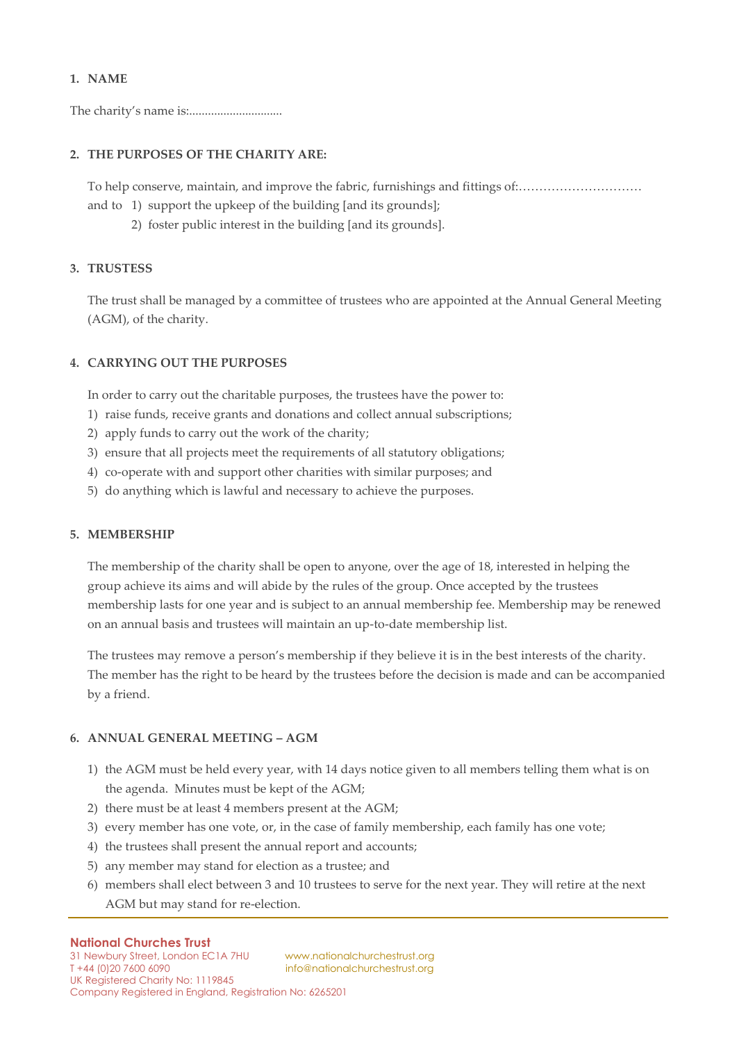## 1. NAME

The charity's name is:..............................

## 2. THE PURPOSES OF THE CHARITY ARE:

To help conserve, maintain, and improve the fabric, furnishings and fittings of:…………………………

and to 1) support the upkeep of the building [and its grounds];

2) foster public interest in the building [and its grounds].

## 3. TRUSTESS

The trust shall be managed by a committee of trustees who are appointed at the Annual General Meeting (AGM), of the charity.

## 4. CARRYING OUT THE PURPOSES

In order to carry out the charitable purposes, the trustees have the power to:

1) raise funds, receive grants and donations and collect annual subscriptions;
2) apply funds to carry out the work of the charity;
3) ensure that all projects meet the requirements of all statutory obligations;
4) co-operate with and support other charities with similar purposes; and
5) do anything which is lawful and necessary to achieve the purposes.

## 5. MEMBERSHIP

The membership of the charity shall be open to anyone, over the age of 18, interested in helping the group achieve its aims and will abide by the rules of the group. Once accepted by the trustees membership lasts for one year and is subject to an annual membership fee. Membership may be renewed on an annual basis and trustees will maintain an up-to-date membership list.

The trustees may remove a person's membership if they believe it is in the best interests of the charity. The member has the right to be heard by the trustees before the decision is made and can be accompanied by a friend.

## 6. ANNUAL GENERAL MEETING – AGM

1) the AGM must be held every year, with 14 days notice given to all members telling them what is on the agenda. Minutes must be kept of the AGM;
2) there must be at least 4 members present at the AGM;
3) every member has one vote, or, in the case of family membership, each family has one vote;
4) the trustees shall present the annual report and accounts;
5) any member may stand for election as a trustee; and
6) members shall elect between 3 and 10 trustees to serve for the next year. They will retire at the next AGM but may stand for re-election.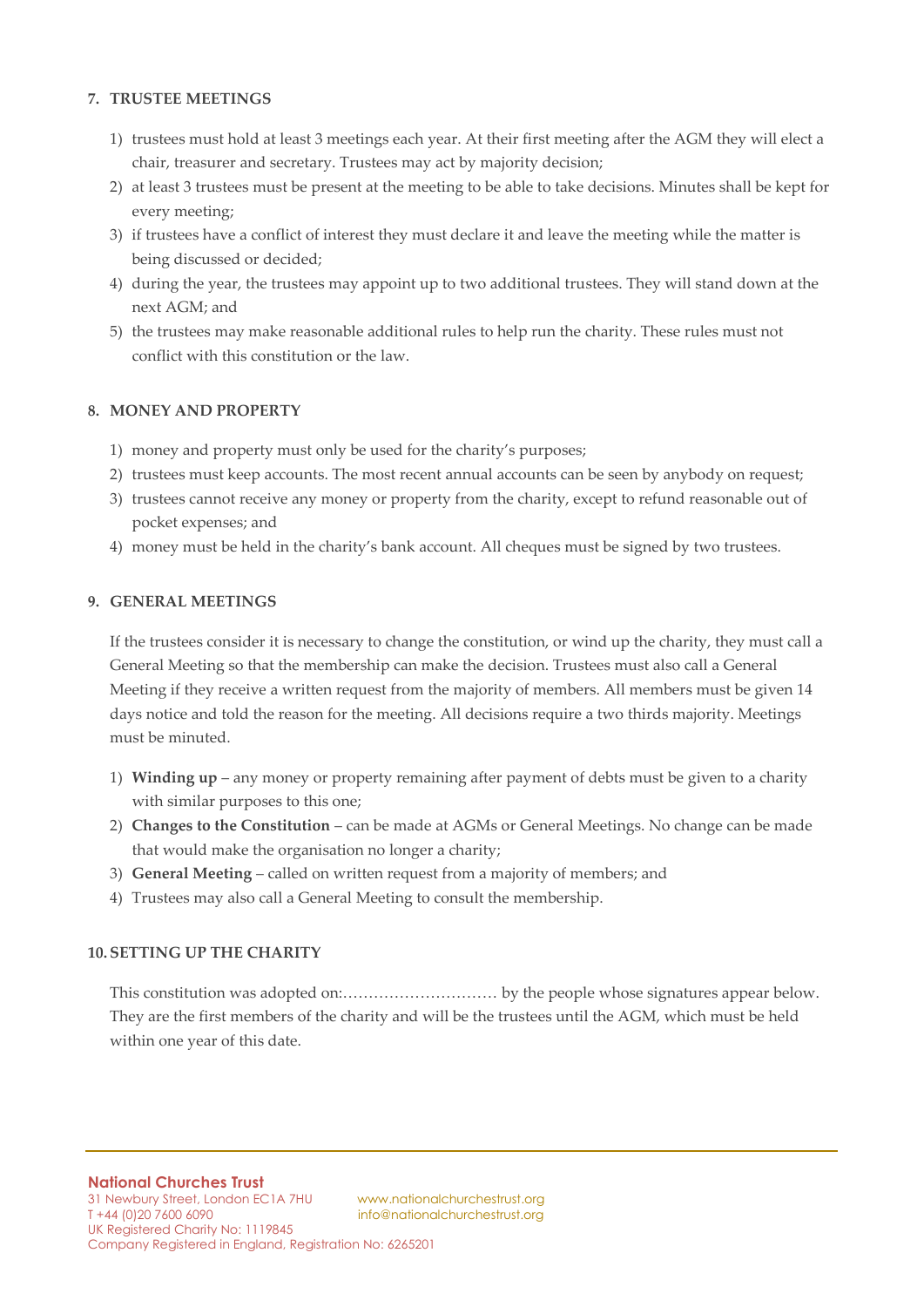## 7. TRUSTEE MEETINGS

1) trustees must hold at least 3 meetings each year. At their first meeting after the AGM they will elect a chair, treasurer and secretary. Trustees may act by majority decision;
2) at least 3 trustees must be present at the meeting to be able to take decisions. Minutes shall be kept for every meeting;
3) if trustees have a conflict of interest they must declare it and leave the meeting while the matter is being discussed or decided;
4) during the year, the trustees may appoint up to two additional trustees. They will stand down at the next AGM; and
5) the trustees may make reasonable additional rules to help run the charity. These rules must not conflict with this constitution or the law.

## 8. MONEY AND PROPERTY

1) money and property must only be used for the charity's purposes;
2) trustees must keep accounts. The most recent annual accounts can be seen by anybody on request;
3) trustees cannot receive any money or property from the charity, except to refund reasonable out of pocket expenses; and
4) money must be held in the charity's bank account. All cheques must be signed by two trustees.

## 9. GENERAL MEETINGS

If the trustees consider it is necessary to change the constitution, or wind up the charity, they must call a General Meeting so that the membership can make the decision. Trustees must also call a General Meeting if they receive a written request from the majority of members. All members must be given 14 days notice and told the reason for the meeting. All decisions require a two thirds majority. Meetings must be minuted.

1) **Winding up** – any money or property remaining after payment of debts must be given to a charity with similar purposes to this one;
2) **Changes to the Constitution** – can be made at AGMs or General Meetings. No change can be made that would make the organisation no longer a charity;
3) **General Meeting** – called on written request from a majority of members; and
4) Trustees may also call a General Meeting to consult the membership.

## 10. SETTING UP THE CHARITY

This constitution was adopted on:………………………… by the people whose signatures appear below. They are the first members of the charity and will be the trustees until the AGM, which must be held within one year of this date.